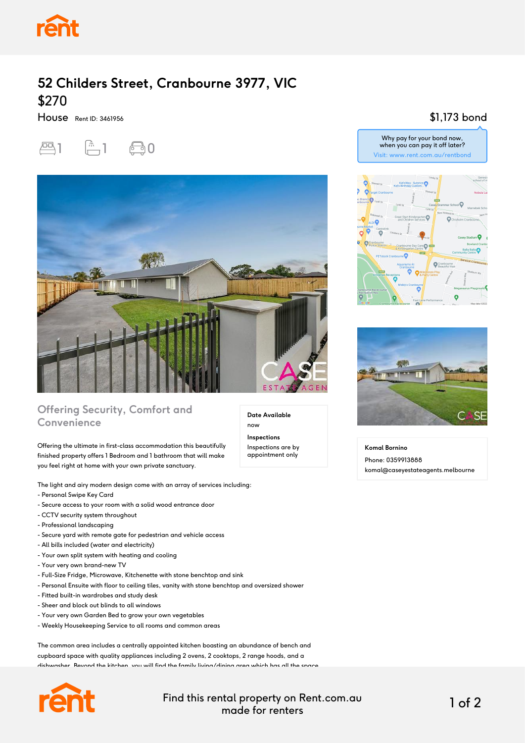# 52 Childers Street, Cranbourne 3977, VIC

## $270

House Rent ID: 3461956

1 bedroom, 1 bathroom, 0 parking

$1,173 bond

Why pay for your bond now, when you can pay it off later?
Visit: www.rent.com.au/rentbond

## Offering Security, Comfort and Convenience

**Date Available**
now

**Inspections**
Inspections are by appointment only

Offering the ultimate in first-class accommodation this beautifully finished property offers 1 Bedroom and 1 bathroom that will make you feel right at home with your own private sanctuary.

The light and airy modern design come with an array of services including:
- Personal Swipe Key Card
- Secure access to your room with a solid wood entrance door
- CCTV security system throughout
- Professional landscaping
- Secure yard with remote gate for pedestrian and vehicle access
- All bills included (water and electricity)
- Your own split system with heating and cooling
- Your very own brand-new TV
- Full-Size Fridge, Microwave, Kitchenette with stone benchtop and sink
- Personal Ensuite with floor to ceiling tiles, vanity with stone benchtop and oversized shower
- Fitted built-in wardrobes and study desk
- Sheer and block out blinds to all windows
- Your very own Garden Bed to grow your own vegetables
- Weekly Housekeeping Service to all rooms and common areas

The common area includes a centrally appointed kitchen boasting an abundance of bench and cupboard space with quality appliances including 2 ovens, 2 cooktops, 2 range hoods, and a dishwasher. Beyond the kitchen, you will find the family living/dining area which has all the space

**Komal Bornino**
Phone: 0359913888
komal@caseyestateagents.melbourne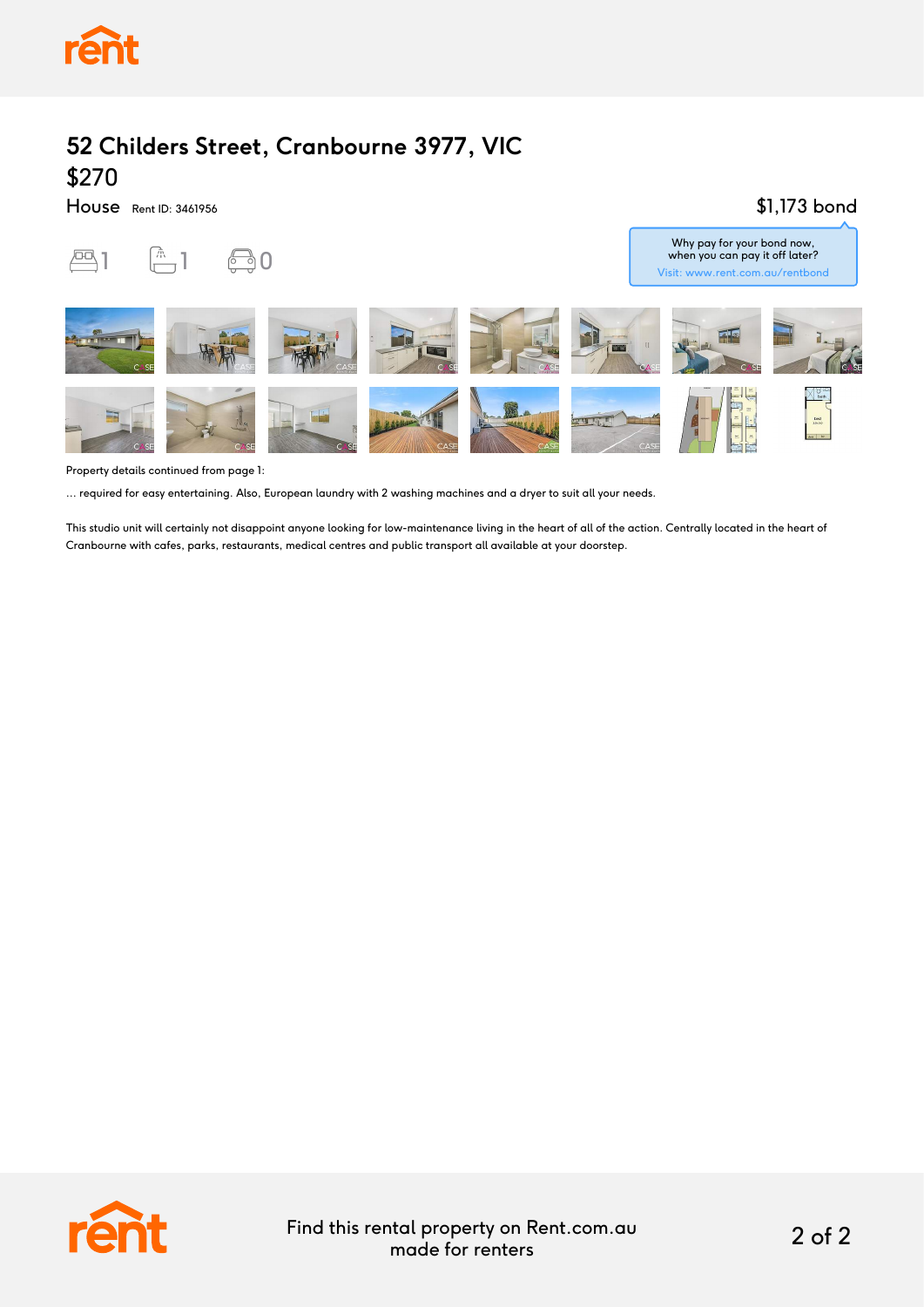# 52 Childers Street, Cranbourne 3977, VIC

## $270

House Rent ID: 3461956

$1,173 bond

Why pay for your bond now, when you can pay it off later?
Visit: www.rent.com.au/rentbond

1 1 0

Property details continued from page 1:

... required for easy entertaining. Also, European laundry with 2 washing machines and a dryer to suit all your needs.

This studio unit will certainly not disappoint anyone looking for low-maintenance living in the heart of all of the action. Centrally located in the heart of Cranbourne with cafes, parks, restaurants, medical centres and public transport all available at your doorstep.

Find this rental property on Rent.com.au made for renters